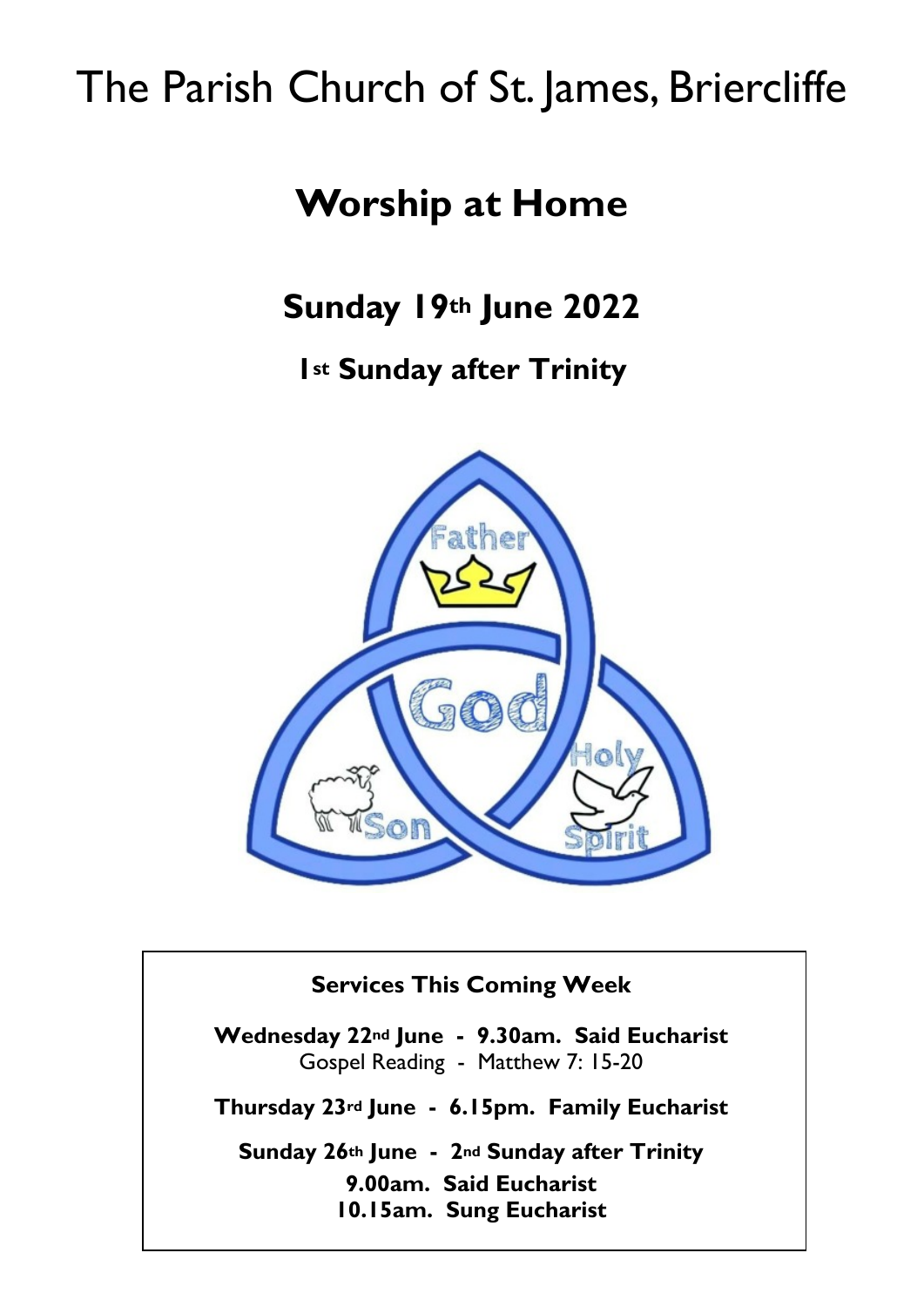# The Parish Church of St. James, Briercliffe

## Worship at Home

### Sunday 19th June 2022

### 1st Sunday after Trinity

**Services This Coming Week**

**Wednesday 22nd June - 9.30am. Said Eucharist**
Gospel Reading - Matthew 7: 15-20

**Thursday 23rd June - 6.15pm. Family Eucharist**

**Sunday 26th June - 2nd Sunday after Trinity**
**9.00am. Said Eucharist**
**10.15am. Sung Eucharist**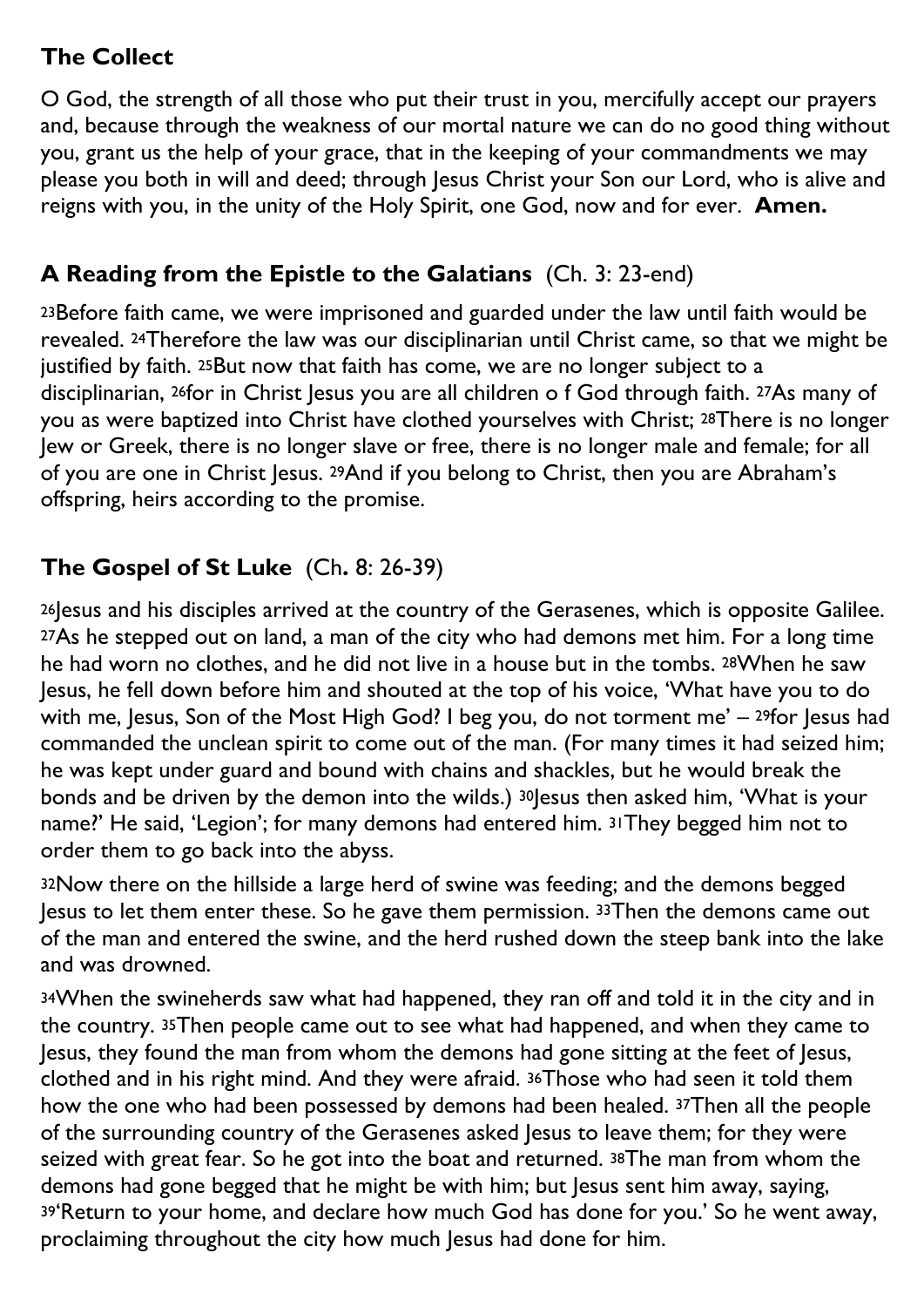## The Collect

O God, the strength of all those who put their trust in you, mercifully accept our prayers and, because through the weakness of our mortal nature we can do no good thing without you, grant us the help of your grace, that in the keeping of your commandments we may please you both in will and deed; through Jesus Christ your Son our Lord, who is alive and reigns with you, in the unity of the Holy Spirit, one God, now and for ever. **Amen.**

## A Reading from the Epistle to the Galatians (Ch. 3: 23-end)

23Before faith came, we were imprisoned and guarded under the law until faith would be revealed. 24Therefore the law was our disciplinarian until Christ came, so that we might be justified by faith. 25But now that faith has come, we are no longer subject to a disciplinarian, 26for in Christ Jesus you are all children o f God through faith. 27As many of you as were baptized into Christ have clothed yourselves with Christ; 28There is no longer Jew or Greek, there is no longer slave or free, there is no longer male and female; for all of you are one in Christ Jesus. 29And if you belong to Christ, then you are Abraham's offspring, heirs according to the promise.

## The Gospel of St Luke (Ch. 8: 26-39)

26Jesus and his disciples arrived at the country of the Gerasenes, which is opposite Galilee. 27As he stepped out on land, a man of the city who had demons met him. For a long time he had worn no clothes, and he did not live in a house but in the tombs. 28When he saw Jesus, he fell down before him and shouted at the top of his voice, 'What have you to do with me, Jesus, Son of the Most High God? I beg you, do not torment me' – 29for Jesus had commanded the unclean spirit to come out of the man. (For many times it had seized him; he was kept under guard and bound with chains and shackles, but he would break the bonds and be driven by the demon into the wilds.) 30Jesus then asked him, 'What is your name?' He said, 'Legion'; for many demons had entered him. 31They begged him not to order them to go back into the abyss.

32Now there on the hillside a large herd of swine was feeding; and the demons begged Jesus to let them enter these. So he gave them permission. 33Then the demons came out of the man and entered the swine, and the herd rushed down the steep bank into the lake and was drowned.

34When the swineherds saw what had happened, they ran off and told it in the city and in the country. 35Then people came out to see what had happened, and when they came to Jesus, they found the man from whom the demons had gone sitting at the feet of Jesus, clothed and in his right mind. And they were afraid. 36Those who had seen it told them how the one who had been possessed by demons had been healed. 37Then all the people of the surrounding country of the Gerasenes asked Jesus to leave them; for they were seized with great fear. So he got into the boat and returned. 38The man from whom the demons had gone begged that he might be with him; but Jesus sent him away, saying, 39'Return to your home, and declare how much God has done for you.' So he went away, proclaiming throughout the city how much Jesus had done for him.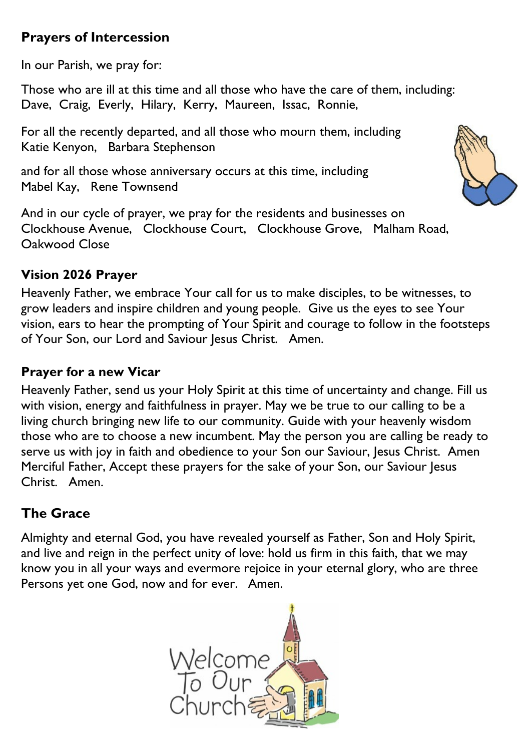## Prayers of Intercession

In our Parish, we pray for:

Those who are ill at this time and all those who have the care of them, including:
Dave, Craig, Everly, Hilary, Kerry, Maureen, Issac, Ronnie,

For all the recently departed, and all those who mourn them, including
Katie Kenyon, Barbara Stephenson

and for all those whose anniversary occurs at this time, including
Mabel Kay, Rene Townsend

And in our cycle of prayer, we pray for the residents and businesses on
Clockhouse Avenue, Clockhouse Court, Clockhouse Grove, Malham Road, Oakwood Close

## Vision 2026 Prayer

Heavenly Father, we embrace Your call for us to make disciples, to be witnesses, to grow leaders and inspire children and young people. Give us the eyes to see Your vision, ears to hear the prompting of Your Spirit and courage to follow in the footsteps of Your Son, our Lord and Saviour Jesus Christ. Amen.

## Prayer for a new Vicar

Heavenly Father, send us your Holy Spirit at this time of uncertainty and change. Fill us with vision, energy and faithfulness in prayer. May we be true to our calling to be a living church bringing new life to our community. Guide with your heavenly wisdom those who are to choose a new incumbent. May the person you are calling be ready to serve us with joy in faith and obedience to your Son our Saviour, Jesus Christ. Amen
Merciful Father, Accept these prayers for the sake of your Son, our Saviour Jesus Christ. Amen.

## The Grace

Almighty and eternal God, you have revealed yourself as Father, Son and Holy Spirit, and live and reign in the perfect unity of love: hold us firm in this faith, that we may know you in all your ways and evermore rejoice in your eternal glory, who are three Persons yet one God, now and for ever. Amen.

Welcome To Our Church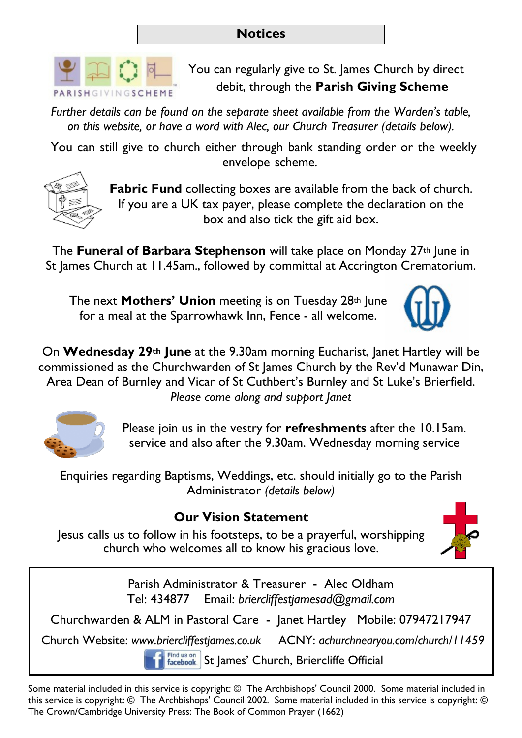## Notices

PARISHGIVINGSCHEME

You can regularly give to St. James Church by direct debit, through the **Parish Giving Scheme**

*Further details can be found on the separate sheet available from the Warden's table, on this website, or have a word with Alec, our Church Treasurer (details below).*

You can still give to church either through bank standing order or the weekly envelope scheme.

**Fabric Fund** collecting boxes are available from the back of church. If you are a UK tax payer, please complete the declaration on the box and also tick the gift aid box.

The **Funeral of Barbara Stephenson** will take place on Monday 27th June in St James Church at 11.45am., followed by committal at Accrington Crematorium.

The next **Mothers' Union** meeting is on Tuesday 28th June for a meal at the Sparrowhawk Inn, Fence - all welcome.

On **Wednesday 29th June** at the 9.30am morning Eucharist, Janet Hartley will be commissioned as the Churchwarden of St James Church by the Rev'd Munawar Din, Area Dean of Burnley and Vicar of St Cuthbert's Burnley and St Luke's Brierfield.

*Please come along and support Janet*

Please join us in the vestry for **refreshments** after the 10.15am. service and also after the 9.30am. Wednesday morning service

Enquiries regarding Baptisms, Weddings, etc. should initially go to the Parish Administrator *(details below)*

### Our Vision Statement

Jesus calls us to follow in his footsteps, to be a prayerful, worshipping church who welcomes all to know his gracious love.

Parish Administrator & Treasurer - Alec Oldham
Tel: 434877 Email: *briercliffestjamesad@gmail.com*

Churchwarden & ALM in Pastoral Care - Janet Hartley Mobile: 07947217947

Church Website: *www.briercliffestjames.co.uk* ACNY: *achurchnearyou.com/church/11459*

Find us on facebook St James' Church, Briercliffe Official

Some material included in this service is copyright: © The Archbishops' Council 2000. Some material included in this service is copyright: © The Archbishops' Council 2002. Some material included in this service is copyright: © The Crown/Cambridge University Press: The Book of Common Prayer (1662)